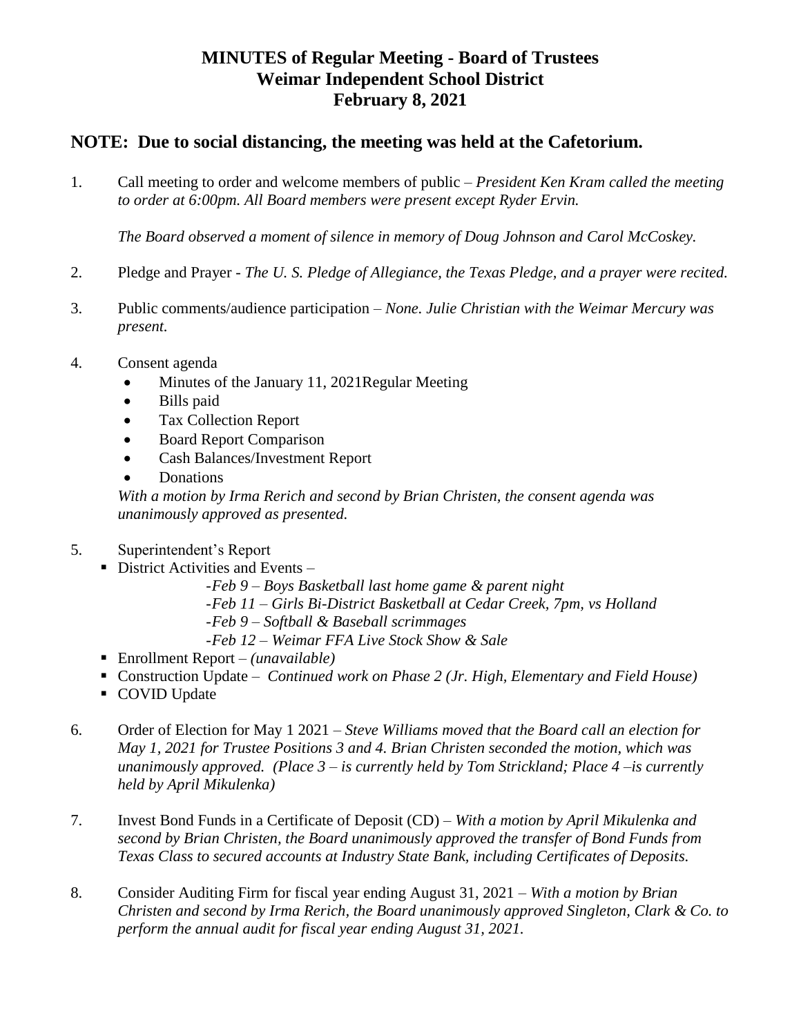# MINUTES of Regular Meeting - Board of Trustees
# Weimar Independent School District
# February 8, 2021

## NOTE: Due to social distancing, the meeting was held at the Cafetorium.

1. Call meeting to order and welcome members of public – *President Ken Kram called the meeting to order at 6:00pm. All Board members were present except Ryder Ervin.*

   *The Board observed a moment of silence in memory of Doug Johnson and Carol McCoskey.*

2. Pledge and Prayer - *The U. S. Pledge of Allegiance, the Texas Pledge, and a prayer were recited.*

3. Public comments/audience participation – *None. Julie Christian with the Weimar Mercury was present.*

4. Consent agenda
   - Minutes of the January 11, 2021Regular Meeting
   - Bills paid
   - Tax Collection Report
   - Board Report Comparison
   - Cash Balances/Investment Report
   - Donations

   *With a motion by Irma Rerich and second by Brian Christen, the consent agenda was unanimously approved as presented.*

5. Superintendent's Report
   - District Activities and Events –
     - *-Feb 9 – Boys Basketball last home game & parent night*
     - *-Feb 11 – Girls Bi-District Basketball at Cedar Creek, 7pm, vs Holland*
     - *-Feb 9 – Softball & Baseball scrimmages*
     - *-Feb 12 – Weimar FFA Live Stock Show & Sale*
   - Enrollment Report – *(unavailable)*
   - Construction Update – *Continued work on Phase 2 (Jr. High, Elementary and Field House)*
   - COVID Update

6. Order of Election for May 1 2021 – *Steve Williams moved that the Board call an election for May 1, 2021 for Trustee Positions 3 and 4. Brian Christen seconded the motion, which was unanimously approved. (Place 3 – is currently held by Tom Strickland; Place 4 –is currently held by April Mikulenka)*

7. Invest Bond Funds in a Certificate of Deposit (CD) – *With a motion by April Mikulenka and second by Brian Christen, the Board unanimously approved the transfer of Bond Funds from Texas Class to secured accounts at Industry State Bank, including Certificates of Deposits.*

8. Consider Auditing Firm for fiscal year ending August 31, 2021 – *With a motion by Brian Christen and second by Irma Rerich, the Board unanimously approved Singleton, Clark & Co. to perform the annual audit for fiscal year ending August 31, 2021.*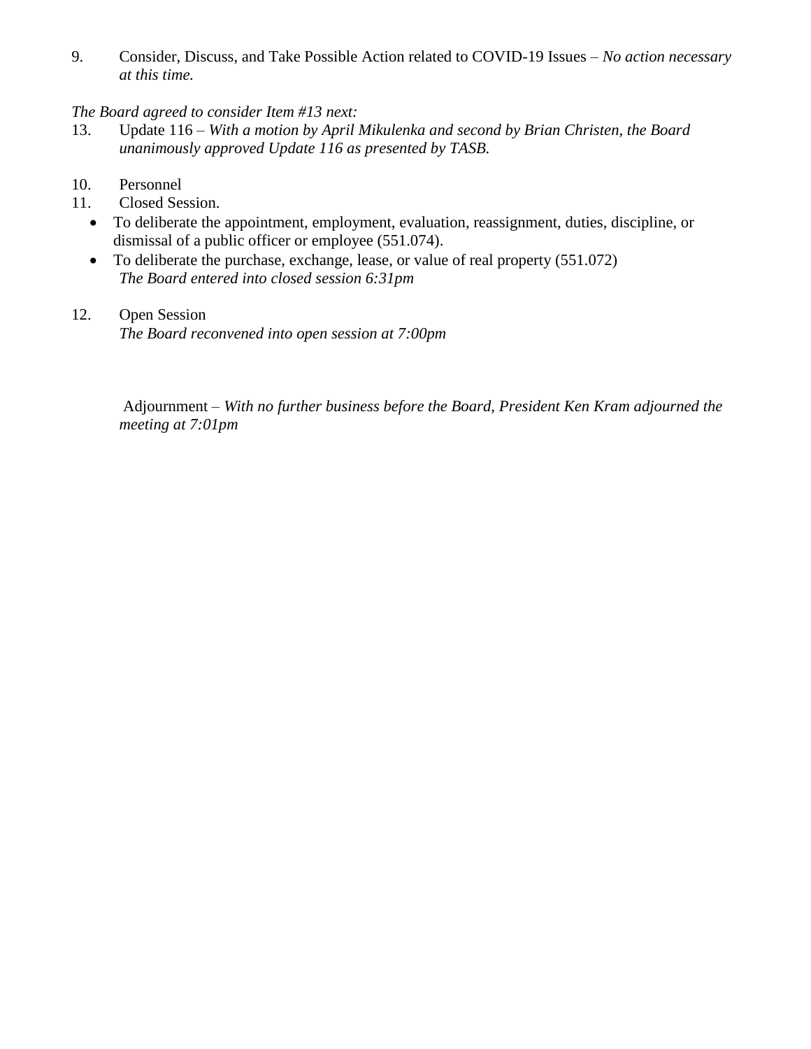9. Consider, Discuss, and Take Possible Action related to COVID-19 Issues – *No action necessary at this time.*

*The Board agreed to consider Item #13 next:*

13. Update 116 – *With a motion by April Mikulenka and second by Brian Christen, the Board unanimously approved Update 116 as presented by TASB.*

10. Personnel
11. Closed Session.
    - To deliberate the appointment, employment, evaluation, reassignment, duties, discipline, or dismissal of a public officer or employee (551.074).
    - To deliberate the purchase, exchange, lease, or value of real property (551.072)

    *The Board entered into closed session 6:31pm*

12. Open Session

    *The Board reconvened into open session at 7:00pm*

Adjournment – *With no further business before the Board, President Ken Kram adjourned the meeting at 7:01pm*